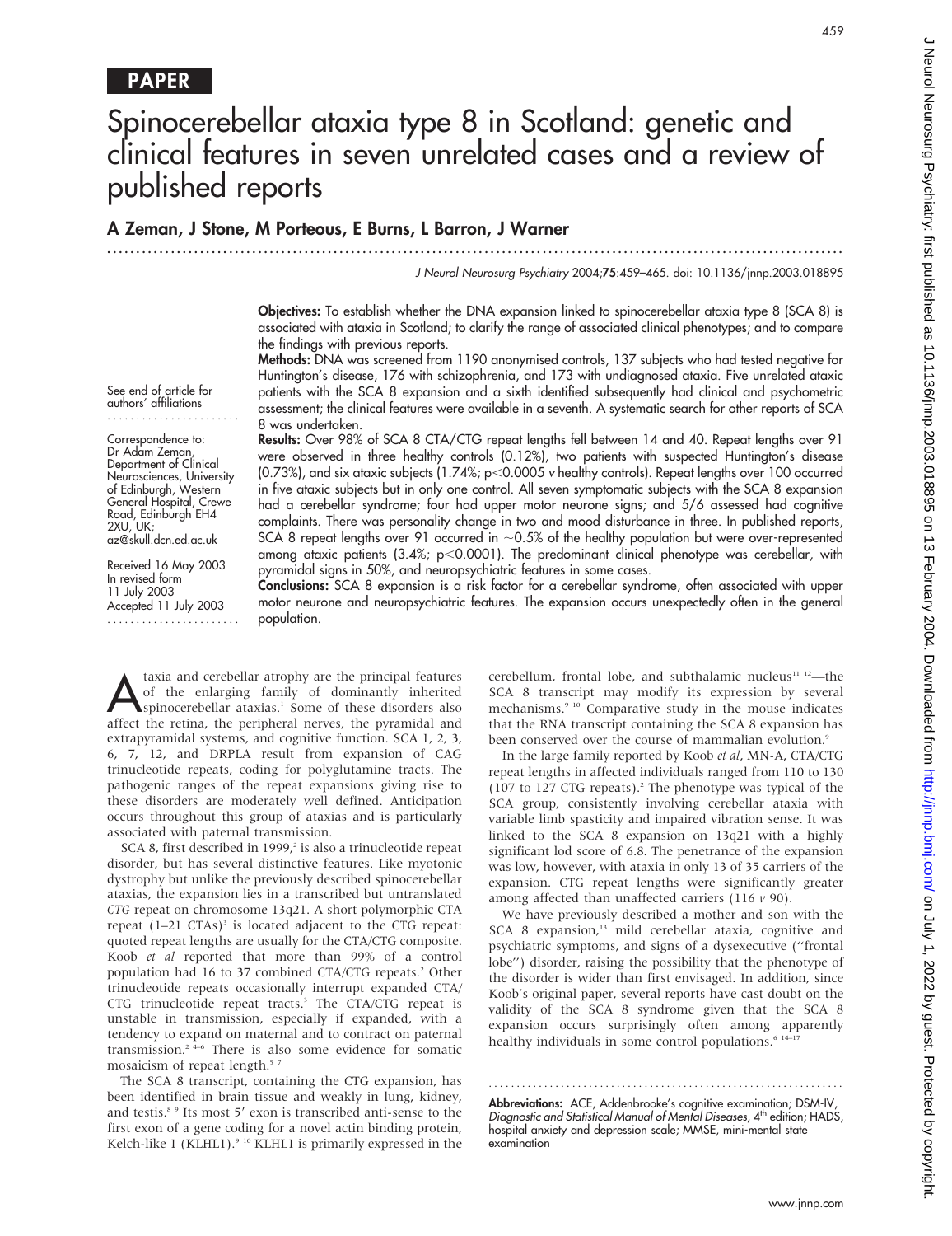PAPER

# Spinocerebellar ataxia type 8 in Scotland: genetic and clinical features in seven unrelated cases and a review of published reports

**A Zeman, J Stone, M Porteous, E Burns, L Barron, J Warner**

See end of article for authors' affiliations

Correspondence to: Dr Adam Zeman, Department of Clinical Neurosciences, University of Edinburgh, Western General Hospital, Crewe Road, Edinburgh EH4 2XU, UK; az@skull.dcn.ed.ac.uk

Received 16 May 2003
In revised form 11 July 2003
Accepted 11 July 2003

**Objectives:** To establish whether the DNA expansion linked to spinocerebellar ataxia type 8 (SCA 8) is associated with ataxia in Scotland; to clarify the range of associated clinical phenotypes; and to compare the findings with previous reports.

**Methods:** DNA was screened from 1190 anonymised controls, 137 subjects who had tested negative for Huntington's disease, 176 with schizophrenia, and 173 with undiagnosed ataxia. Five unrelated ataxic patients with the SCA 8 expansion and a sixth identified subsequently had clinical and psychometric assessment; the clinical features were available in a seventh. A systematic search for other reports of SCA 8 was undertaken.

**Results:** Over 98% of SCA 8 CTA/CTG repeat lengths fell between 14 and 40. Repeat lengths over 91 were observed in three healthy controls (0.12%), two patients with suspected Huntington's disease (0.73%), and six ataxic subjects (1.74%; $p<0.0005$ *v* healthy controls). Repeat lengths over 100 occurred in five ataxic subjects but in only one control. All seven symptomatic subjects with the SCA 8 expansion had a cerebellar syndrome; four had upper motor neurone signs; and 5/6 assessed had cognitive complaints. There was personality change in two and mood disturbance in three. In published reports, SCA 8 repeat lengths over 91 occurred in ~0.5% of the healthy population but were over-represented among ataxic patients (3.4%; $p<0.0001$). The predominant clinical phenotype was cerebellar, with pyramidal signs in 50%, and neuropsychiatric features in some cases.

**Conclusions:** SCA 8 expansion is a risk factor for a cerebellar syndrome, often associated with upper motor neurone and neuropsychiatric features. The expansion occurs unexpectedly often in the general population.

Ataxia and cerebellar atrophy are the principal features of the enlarging family of dominantly inherited spinocerebellar ataxias.[1] Some of these disorders also affect the retina, the peripheral nerves, the pyramidal and extrapyramidal systems, and cognitive function. SCA 1, 2, 3, 6, 7, 12, and DRPLA result from expansion of CAG trinucleotide repeats, coding for polyglutamine tracts. The pathogenic ranges of the repeat expansions giving rise to these disorders are moderately well defined. Anticipation occurs throughout this group of ataxias and is particularly associated with paternal transmission.

SCA 8, first described in 1999,[2] is also a trinucleotide repeat disorder, but has several distinctive features. Like myotonic dystrophy but unlike the previously described spinocerebellar ataxias, the expansion lies in a transcribed but untranslated *CTG* repeat on chromosome 13q21. A short polymorphic CTA repeat (1–21 CTAs)[3] is located adjacent to the CTG repeat: quoted repeat lengths are usually for the CTA/CTG composite. Koob *et al* reported that more than 99% of a control population had 16 to 37 combined CTA/CTG repeats.[2] Other trinucleotide repeats occasionally interrupt expanded CTA/CTG trinucleotide repeat tracts.[3] The CTA/CTG repeat is unstable in transmission, especially if expanded, with a tendency to expand on maternal and to contract on paternal transmission.[2 4–6] There is also some evidence for somatic mosaicism of repeat length.[5 7]

The SCA 8 transcript, containing the CTG expansion, has been identified in brain tissue and weakly in lung, kidney, and testis.[8 9] Its most 5′ exon is transcribed anti-sense to the first exon of a gene coding for a novel actin binding protein, Kelch-like 1 (KLHL1).[9 10] KLHL1 is primarily expressed in the cerebellum, frontal lobe, and subthalamic nucleus[11 12]—the SCA 8 transcript may modify its expression by several mechanisms.[9 10] Comparative study in the mouse indicates that the RNA transcript containing the SCA 8 expansion has been conserved over the course of mammalian evolution.[9]

In the large family reported by Koob *et al*, MN-A, CTA/CTG repeat lengths in affected individuals ranged from 110 to 130 (107 to 127 CTG repeats).[2] The phenotype was typical of the SCA group, consistently involving cerebellar ataxia with variable limb spasticity and impaired vibration sense. It was linked to the SCA 8 expansion on 13q21 with a highly significant lod score of 6.8. The penetrance of the expansion was low, however, with ataxia in only 13 of 35 carriers of the expansion. CTG repeat lengths were significantly greater among affected than unaffected carriers (116 *v* 90).

We have previously described a mother and son with the SCA 8 expansion,[13] mild cerebellar ataxia, cognitive and psychiatric symptoms, and signs of a dysexecutive ("frontal lobe") disorder, raising the possibility that the phenotype of the disorder is wider than first envisaged. In addition, since Koob's original paper, several reports have cast doubt on the validity of the SCA 8 syndrome given that the SCA 8 expansion occurs surprisingly often among apparently healthy individuals in some control populations.[6 14–17]

**Abbreviations:** ACE, Addenbrooke's cognitive examination; DSM-IV, *Diagnostic and Statistical Manual of Mental Diseases*, 4th edition; HADS, hospital anxiety and depression scale; MMSE, mini-mental state examination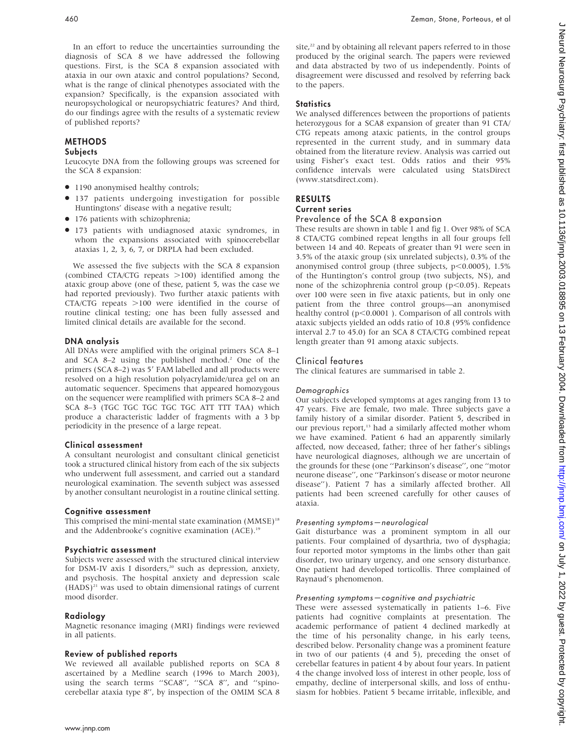In an effort to reduce the uncertainties surrounding the diagnosis of SCA 8 we have addressed the following questions. First, is the SCA 8 expansion associated with ataxia in our own ataxic and control populations? Second, what is the range of clinical phenotypes associated with the expansion? Specifically, is the expansion associated with neuropsychological or neuropsychiatric features? And third, do our findings agree with the results of a systematic review of published reports?

## METHODS

### Subjects

Leucocyte DNA from the following groups was screened for the SCA 8 expansion:

- 1190 anonymised healthy controls;
- 137 patients undergoing investigation for possible Huntingtons' disease with a negative result;
- 176 patients with schizophrenia;
- 173 patients with undiagnosed ataxic syndromes, in whom the expansions associated with spinocerebellar ataxias 1, 2, 3, 6, 7, or DRPLA had been excluded.

We assessed the five subjects with the SCA 8 expansion (combined CTA/CTG repeats >100) identified among the ataxic group above (one of these, patient 5, was the case we had reported previously). Two further ataxic patients with CTA/CTG repeats >100 were identified in the course of routine clinical testing; one has been fully assessed and limited clinical details are available for the second.

### DNA analysis

All DNAs were amplified with the original primers SCA 8–1 and SCA 8–2 using the published method.[2] One of the primers (SCA 8–2) was 5′ FAM labelled and all products were resolved on a high resolution polyacrylamide/urea gel on an automatic sequencer. Specimens that appeared homozygous on the sequencer were reamplified with primers SCA 8–2 and SCA 8–3 (TGC TGC TGC TGC TGC ATT TTT TAA) which produce a characteristic ladder of fragments with a 3 bp periodicity in the presence of a large repeat.

### Clinical assessment

A consultant neurologist and consultant clinical geneticist took a structured clinical history from each of the six subjects who underwent full assessment, and carried out a standard neurological examination. The seventh subject was assessed by another consultant neurologist in a routine clinical setting.

### Cognitive assessment

This comprised the mini-mental state examination (MMSE)[18] and the Addenbrooke's cognitive examination (ACE).[19]

### Psychiatric assessment

Subjects were assessed with the structured clinical interview for DSM-IV axis I disorders,[20] such as depression, anxiety, and psychosis. The hospital anxiety and depression scale (HADS)[21] was used to obtain dimensional ratings of current mood disorder.

### Radiology

Magnetic resonance imaging (MRI) findings were reviewed in all patients.

### Review of published reports

We reviewed all available published reports on SCA 8 ascertained by a Medline search (1996 to March 2003), using the search terms "SCA8", "SCA 8", and "spinocerebellar ataxia type 8", by inspection of the OMIM SCA 8 site,[22] and by obtaining all relevant papers referred to in those produced by the original search. The papers were reviewed and data abstracted by two of us independently. Points of disagreement were discussed and resolved by referring back to the papers.

### Statistics

We analysed differences between the proportions of patients heterozygous for a SCA8 expansion of greater than 91 CTA/CTG repeats among ataxic patients, in the control groups represented in the current study, and in summary data obtained from the literature review. Analysis was carried out using Fisher's exact test. Odds ratios and their 95% confidence intervals were calculated using StatsDirect (www.statsdirect.com).

## RESULTS

### Current series

#### Prevalence of the SCA 8 expansion

These results are shown in table 1 and fig 1. Over 98% of SCA 8 CTA/CTG combined repeat lengths in all four groups fell between 14 and 40. Repeats of greater than 91 were seen in 3.5% of the ataxic group (six unrelated subjects), 0.3% of the anonymised control group (three subjects, $p<0.0005$), 1.5% of the Huntington's control group (two subjects, NS), and none of the schizophrenia control group ($p<0.05$). Repeats over 100 were seen in five ataxic patients, but in only one patient from the three control groups—an anonymised healthy control ($p<0.0001$). Comparison of all controls with ataxic subjects yielded an odds ratio of 10.8 (95% confidence interval 2.7 to 45.0) for an SCA 8 CTA/CTG combined repeat length greater than 91 among ataxic subjects.

#### Clinical features

The clinical features are summarised in table 2.

##### *Demographics*

Our subjects developed symptoms at ages ranging from 13 to 47 years. Five are female, two male. Three subjects gave a family history of a similar disorder. Patient 5, described in our previous report,[13] had a similarly affected mother whom we have examined. Patient 6 had an apparently similarly affected, now deceased, father; three of her father's siblings have neurological diagnoses, although we are uncertain of the grounds for these (one "Parkinson's disease", one "motor neurone disease", one "Parkinson's disease or motor neurone disease"). Patient 7 has a similarly affected brother. All patients had been screened carefully for other causes of ataxia.

##### *Presenting symptoms—neurological*

Gait disturbance was a prominent symptom in all our patients. Four complained of dysarthria, two of dysphagia; four reported motor symptoms in the limbs other than gait disorder, two urinary urgency, and one sensory disturbance. One patient had developed torticollis. Three complained of Raynaud's phenomenon.

##### *Presenting symptoms—cognitive and psychiatric*

These were assessed systematically in patients 1–6. Five patients had cognitive complaints at presentation. The academic performance of patient 4 declined markedly at the time of his personality change, in his early teens, described below. Personality change was a prominent feature in two of our patients (4 and 5), preceding the onset of cerebellar features in patient 4 by about four years. In patient 4 the change involved loss of interest in other people, loss of empathy, decline of interpersonal skills, and loss of enthusiasm for hobbies. Patient 5 became irritable, inflexible, and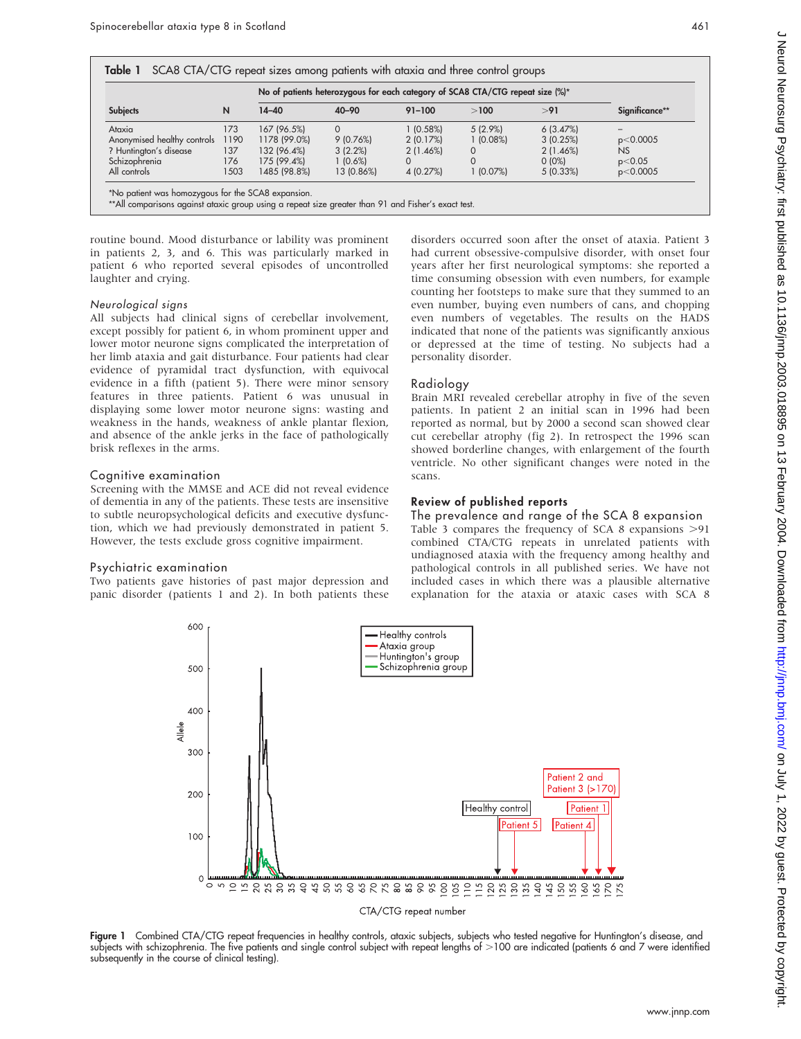**Table 1** SCA8 CTA/CTG repeat sizes among patients with ataxia and three control groups

| Subjects | N | No of patients heterozygous for each category of SCA8 CTA/CTG repeat size (%)* | | | | | Significance** |
|---|---|---|---|---|---|---|---|
| | | 14–40 | 40–90 | 91–100 | >100 | >91 | |
| Ataxia | 173 | 167 (96.5%) | 0 | 1 (0.58%) | 5 (2.9%) | 6 (3.47%) | – |
| Anonymised healthy controls | 1190 | 1178 (99.0%) | 9 (0.76%) | 2 (0.17%) | 1 (0.08%) | 3 (0.25%) | p<0.0005 |
| ? Huntington's disease | 137 | 132 (96.4%) | 3 (2.2%) | 2 (1.46%) | 0 | 2 (1.46%) | NS |
| Schizophrenia | 176 | 175 (99.4%) | 1 (0.6%) | 0 | 0 | 0 (0%) | p<0.05 |
| All controls | 1503 | 1485 (98.8%) | 13 (0.86%) | 4 (0.27%) | 1 (0.07%) | 5 (0.33%) | p<0.0005 |

*No patient was homozygous for the SCA8 expansion.
**All comparisons against ataxic group using a repeat size greater than 91 and Fisher's exact test.

routine bound. Mood disturbance or lability was prominent in patients 2, 3, and 6. This was particularly marked in patient 6 who reported several episodes of uncontrolled laughter and crying.

### *Neurological signs*

All subjects had clinical signs of cerebellar involvement, except possibly for patient 6, in whom prominent upper and lower motor neurone signs complicated the interpretation of her limb ataxia and gait disturbance. Four patients had clear evidence of pyramidal tract dysfunction, with equivocal evidence in a fifth (patient 5). There were minor sensory features in three patients. Patient 6 was unusual in displaying some lower motor neurone signs: wasting and weakness in the hands, weakness of ankle plantar flexion, and absence of the ankle jerks in the face of pathologically brisk reflexes in the arms.

### Cognitive examination

Screening with the MMSE and ACE did not reveal evidence of dementia in any of the patients. These tests are insensitive to subtle neuropsychological deficits and executive dysfunction, which we had previously demonstrated in patient 5. However, the tests exclude gross cognitive impairment.

### Psychiatric examination

Two patients gave histories of past major depression and panic disorder (patients 1 and 2). In both patients these disorders occurred soon after the onset of ataxia. Patient 3 had current obsessive-compulsive disorder, with onset four years after her first neurological symptoms: she reported a time consuming obsession with even numbers, for example counting her footsteps to make sure that they summed to an even number, buying even numbers of cans, and chopping even numbers of vegetables. The results on the HADS indicated that none of the patients was significantly anxious or depressed at the time of testing. No subjects had a personality disorder.

### Radiology

Brain MRI revealed cerebellar atrophy in five of the seven patients. In patient 2 an initial scan in 1996 had been reported as normal, but by 2000 a second scan showed clear cut cerebellar atrophy (fig 2). In retrospect the 1996 scan showed borderline changes, with enlargement of the fourth ventricle. No other significant changes were noted in the scans.

## Review of published reports

### The prevalence and range of the SCA 8 expansion

Table 3 compares the frequency of SCA 8 expansions >91 combined CTA/CTG repeats in unrelated patients with undiagnosed ataxia with the frequency among healthy and pathological controls in all published series. We have not included cases in which there was a plausible alternative explanation for the ataxia or ataxic cases with SCA 8

**Figure 1** Combined CTA/CTG repeat frequencies in healthy controls, ataxic subjects, subjects who tested negative for Huntington's disease, and subjects with schizophrenia. The five patients and single control subject with repeat lengths of >100 are indicated (patients 6 and 7 were identified subsequently in the course of clinical testing).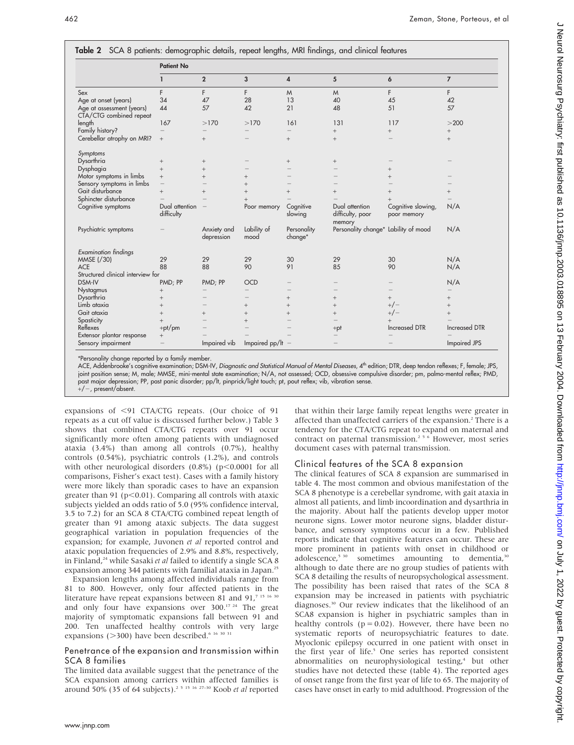**Table 2** SCA 8 patients: demographic details, repeat lengths, MRI findings, and clinical features

| | Patient No | | | | | | |
|---|---|---|---|---|---|---|---|
| | 1 | 2 | 3 | 4 | 5 | 6 | 7 |
| Sex | F | F | F | M | M | F | F |
| Age at onset (years) | 34 | 47 | 28 | 13 | 40 | 45 | 42 |
| Age at assessment (years) | 44 | 57 | 42 | 21 | 48 | 51 | 57 |
| CTA/CTG combined repeat length | 167 | >170 | >170 | 161 | 131 | 117 | >200 |
| Family history? | − | − | − | − | + | + | + |
| Cerebellar atrophy on MRI? | + | + | − | + | + | − | + |
| *Symptoms* | | | | | | | |
| Dysarthria | + | + | − | + | + | − | − |
| Dysphagia | + | + | − | − | − | + | |
| Motor symptoms in limbs | + | + | + | − | − | + | − |
| Sensory symptoms in limbs | − | − | + | − | − | − | − |
| Gait disturbance | + | + | + | + | + | + | + |
| Sphincter disturbance | − | − | + | − | − | + | − |
| Cognitive symptoms | Dual attention difficulty | − | Poor memory | Cognitive slowing | Dual attention difficulty, poor memory | Cognitive slowing, poor memory | N/A |
| Psychiatric symptoms | − | Anxiety and depression | Lability of mood | Personality change* | Personality change* | Lability of mood | N/A |
| *Examination findings* | | | | | | | |
| MMSE (/30) | 29 | 29 | 29 | 30 | 29 | 30 | N/A |
| ACE | 88 | 88 | 90 | 91 | 85 | 90 | N/A |
| Structured clinical interview for DSM-IV | PMD; PP | PMD; PP | OCD | − | − | − | N/A |
| Nystagmus | + | − | − | − | − | − | − |
| Dysarthria | + | − | − | + | + | + | + |
| Limb ataxia | + | − | + | + | + | +/− | + |
| Gait ataxia | + | + | + | + | + | +/− | + |
| Spasticity | + | − | + | − | − | + | − |
| Reflexes | +pt/pm | − | − | − | +pt | Increased DTR | Increased DTR |
| Extensor plantar response | + | − | − | − | − | − | − |
| Sensory impairment | − | Impaired vib | Impaired pp/lt | − | − | − | Impaired JPS |

*Personality change reported by a family member.
ACE, Addenbrooke's cognitive examination; DSM-IV, *Diagnostic and Statistical Manual of Mental Diseases*, 4th edition; DTR, deep tendon reflexes; F, female; JPS, joint position sense; M, male; MMSE, mini-mental state examination; N/A, not assessed; OCD, obsessive compulsive disorder; pm, palmo-mental reflex; PMD, past major depression; PP, past panic disorder; pp/lt, pinprick/light touch; pt, pout reflex; vib, vibration sense.
+/−, present/absent.

expansions of <91 CTA/CTG repeats. (Our choice of 91 repeats as a cut off value is discussed further below.) Table 3 shows that combined CTA/CTG repeats over 91 occur significantly more often among patients with undiagnosed ataxia (3.4%) than among all controls (0.7%), healthy controls (0.54%), psychiatric controls (1.2%), and controls with other neurological disorders (0.8%) ($p<0.0001$ for all comparisons, Fisher's exact test). Cases with a family history were more likely than sporadic cases to have an expansion greater than 91 ($p<0.01$). Comparing all controls with ataxic subjects yielded an odds ratio of 5.0 (95% confidence interval, 3.5 to 7.2) for an SCA 8 CTA/CTG combined repeat length of greater than 91 among ataxic subjects. The data suggest geographical variation in population frequencies of the expansion; for example, Juvonen *et al* reported control and ataxic population frequencies of 2.9% and 8.8%, respectively, in Finland,[24] while Sasaki *et al* failed to identify a single SCA 8 expansion among 344 patients with familial ataxia in Japan.[25]

Expansion lengths among affected individuals range from 81 to 800. However, only four affected patients in the literature have repeat expansions between 81 and 91,[7 15 16 30] and only four have expansions over 300.[17 24] The great majority of symptomatic expansions fall between 91 and 200. Ten unaffected healthy controls with very large expansions (>300) have been described.[6 16 30 31]

## Penetrance of the expansion and transmission within SCA 8 families

The limited data available suggest that the penetrance of the SCA expansion among carriers within affected families is around 50% (35 of 64 subjects).[2 5 15 16 27–30] Koob *et al* reported that within their large family repeat lengths were greater in affected than unaffected carriers of the expansion.[2] There is a tendency for the CTA/CTG repeat to expand on maternal and contract on paternal transmission.[2 5 6] However, most series document cases with paternal transmission.

## Clinical features of the SCA 8 expansion

The clinical features of SCA 8 expansion are summarised in table 4. The most common and obvious manifestation of the SCA 8 phenotype is a cerebellar syndrome, with gait ataxia in almost all patients, and limb incoordination and dysarthria in the majority. About half the patients develop upper motor neurone signs. Lower motor neurone signs, bladder disturbance, and sensory symptoms occur in a few. Published reports indicate that cognitive features can occur. These are more prominent in patients with onset in childhood or adolescence,[5 30] sometimes amounting to dementia,[30] although to date there are no group studies of patients with SCA 8 detailing the results of neuropsychological assessment. The possibility has been raised that rates of the SCA 8 expansion may be increased in patients with psychiatric diagnoses.[30] Our review indicates that the likelihood of an SCA8 expansion is higher in psychiatric samples than in healthy controls ($p = 0.02$). However, there have been no systematic reports of neuropsychiatric features to date. Myoclonic epilepsy occurred in one patient with onset in the first year of life.[5] One series has reported consistent abnormalities on neurophysiological testing,[4] but other studies have not detected these (table 4). The reported ages of onset range from the first year of life to 65. The majority of cases have onset in early to mid adulthood. Progression of the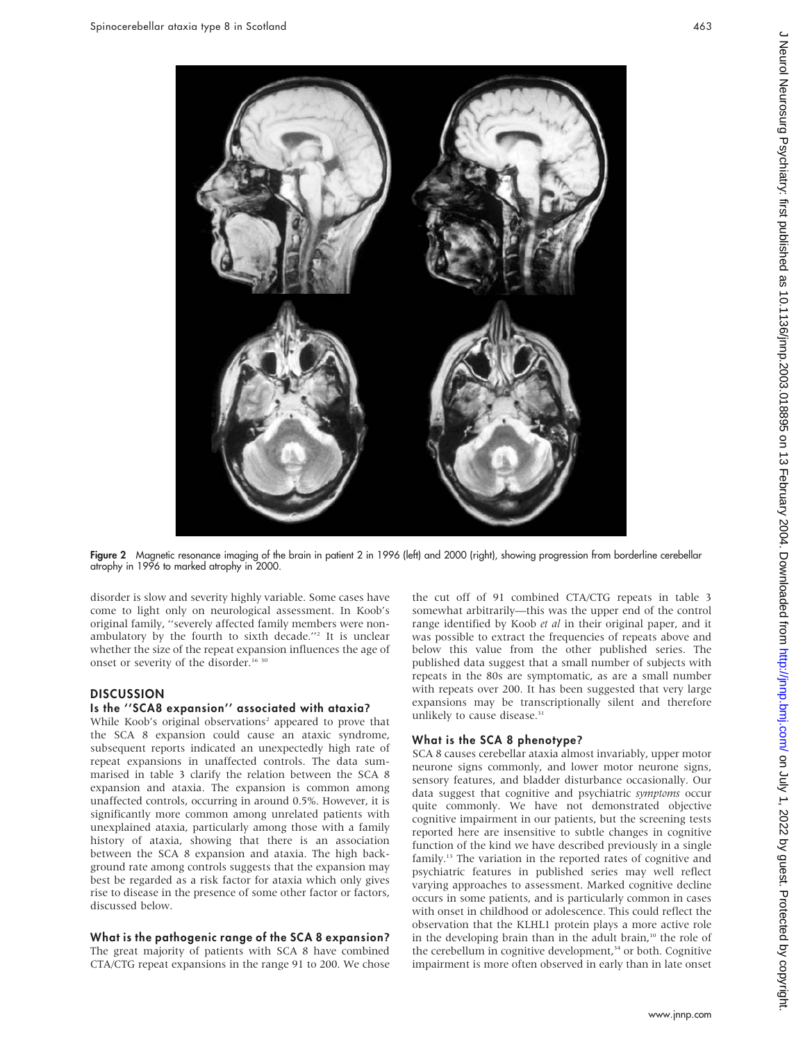Figure 2 Magnetic resonance imaging of the brain in patient 2 in 1996 (left) and 2000 (right), showing progression from borderline cerebellar atrophy in 1996 to marked atrophy in 2000.

disorder is slow and severity highly variable. Some cases have come to light only on neurological assessment. In Koob's original family, "severely affected family members were non-ambulatory by the fourth to sixth decade."[2] It is unclear whether the size of the repeat expansion influences the age of onset or severity of the disorder.[16 30]

## DISCUSSION

### Is the "SCA8 expansion" associated with ataxia?

While Koob's original observations[2] appeared to prove that the SCA 8 expansion could cause an ataxic syndrome, subsequent reports indicated an unexpectedly high rate of repeat expansions in unaffected controls. The data summarised in table 3 clarify the relation between the SCA 8 expansion and ataxia. The expansion is common among unaffected controls, occurring in around 0.5%. However, it is significantly more common among unrelated patients with unexplained ataxia, particularly among those with a family history of ataxia, showing that there is an association between the SCA 8 expansion and ataxia. The high background rate among controls suggests that the expansion may best be regarded as a risk factor for ataxia which only gives rise to disease in the presence of some other factor or factors, discussed below.

### What is the pathogenic range of the SCA 8 expansion?

The great majority of patients with SCA 8 have combined CTA/CTG repeat expansions in the range 91 to 200. We chose the cut off of 91 combined CTA/CTG repeats in table 3 somewhat arbitrarily—this was the upper end of the control range identified by Koob *et al* in their original paper, and it was possible to extract the frequencies of repeats above and below this value from the other published series. The published data suggest that a small number of subjects with repeats in the 80s are symptomatic, as are a small number with repeats over 200. It has been suggested that very large expansions may be transcriptionally silent and therefore unlikely to cause disease.[31]

### What is the SCA 8 phenotype?

SCA 8 causes cerebellar ataxia almost invariably, upper motor neurone signs commonly, and lower motor neurone signs, sensory features, and bladder disturbance occasionally. Our data suggest that cognitive and psychiatric *symptoms* occur quite commonly. We have not demonstrated objective cognitive impairment in our patients, but the screening tests reported here are insensitive to subtle changes in cognitive function of the kind we have described previously in a single family.[13] The variation in the reported rates of cognitive and psychiatric features in published series may well reflect varying approaches to assessment. Marked cognitive decline occurs in some patients, and is particularly common in cases with onset in childhood or adolescence. This could reflect the observation that the KLHL1 protein plays a more active role in the developing brain than in the adult brain,[10] the role of the cerebellum in cognitive development,[34] or both. Cognitive impairment is more often observed in early than in late onset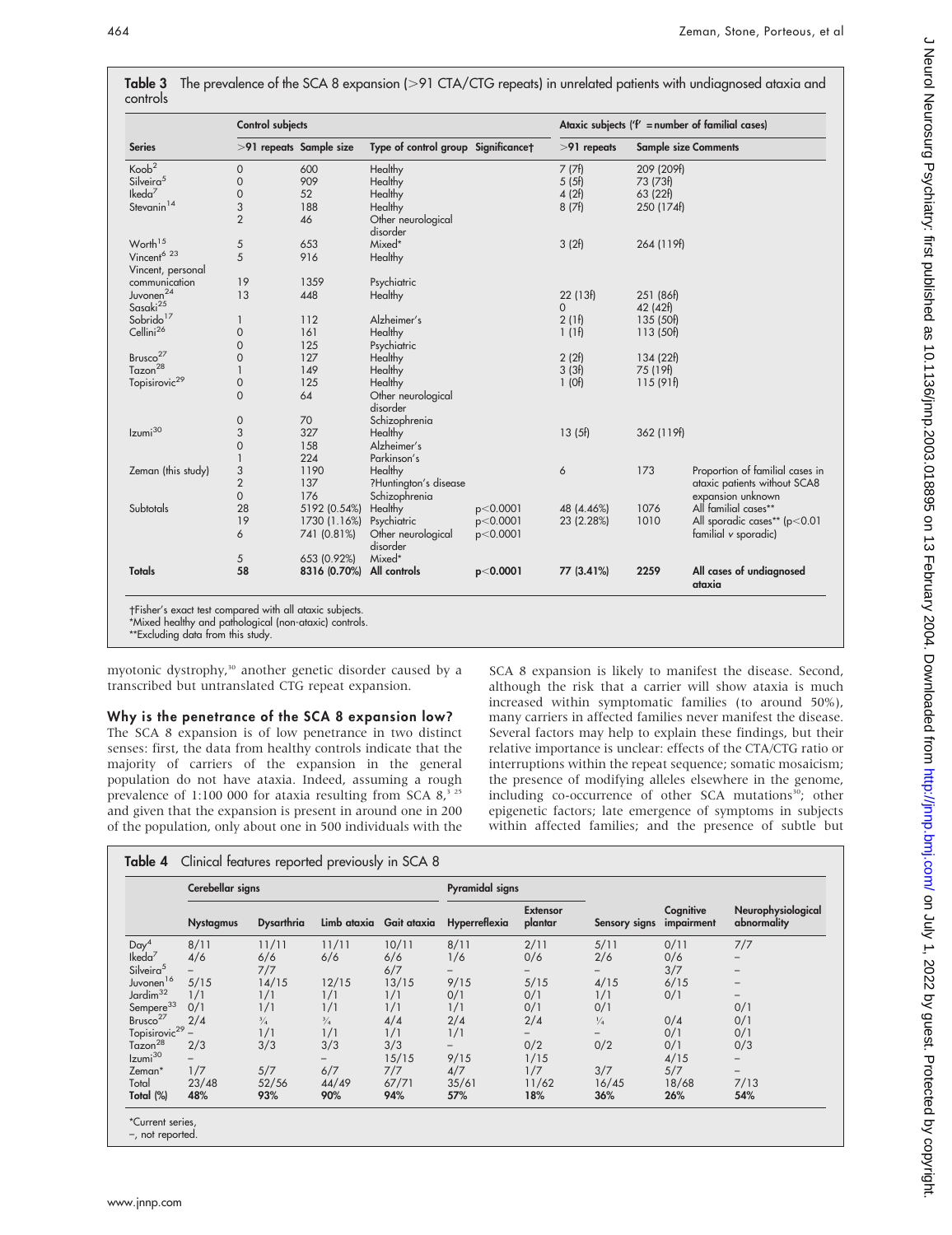**Table 3** The prevalence of the SCA 8 expansion (>91 CTA/CTG repeats) in unrelated patients with undiagnosed ataxia and controls

| | Control subjects | | | | Ataxic subjects ('f' = number of familial cases) | | |
|---|---|---|---|---|---|---|---|
| Series | >91 repeats | Sample size | Type of control group | Significance† | >91 repeats | Sample size | Comments |
| Koob[2] | 0 | 600 | Healthy | | 7 (7f) | 209 (209f) | |
| Silveira[5] | 0 | 909 | Healthy | | 5 (5f) | 73 (73f) | |
| Ikeda[7] | 0 | 52 | Healthy | | 4 (2f) | 63 (22f) | |
| Stevanin[14] | 3 | 188 | Healthy | | 8 (7f) | 250 (174f) | |
| | 2 | 46 | Other neurological disorder | | | | |
| Worth[15] | 5 | 653 | Mixed* | | 3 (2f) | 264 (119f) | |
| Vincent[6 23] | 5 | 916 | Healthy | | | | |
| Vincent, personal communication | 19 | 1359 | Psychiatric | | | | |
| Juvonen[24] | 13 | 448 | Healthy | | 22 (13f) | 251 (86f) | |
| Sasaki[25] | | | | | 0 | 42 (42f) | |
| Sobrido[17] | 1 | 112 | Alzheimer's | | 2 (1f) | 135 (50f) | |
| Cellini[26] | 0 | 161 | Healthy | | 1 (1f) | 113 (50f) | |
| | 0 | 125 | Psychiatric | | | | |
| Brusco[27] | 0 | 127 | Healthy | | 2 (2f) | 134 (22f) | |
| Tazon[28] | 1 | 149 | Healthy | | 3 (3f) | 75 (19f) | |
| Topisirovic[29] | 0 | 125 | Healthy | | 1 (0f) | 115 (91f) | |
| | 0 | 64 | Other neurological disorder | | | | |
| | 0 | 70 | Schizophrenia | | | | |
| Izumi[30] | 3 | 327 | Healthy | | 13 (5f) | 362 (119f) | |
| | 0 | 158 | Alzheimer's | | | | |
| | 1 | 224 | Parkinson's | | | | |
| Zeman (this study) | 3 | 1190 | Healthy | | 6 | 173 | Proportion of familial cases in ataxic patients without SCA8 expansion unknown |
| | 2 | 137 | ?Huntington's disease | | | | |
| | 0 | 176 | Schizophrenia | | | | |
| Subtotals | 28 | 5192 (0.54%) | Healthy | $p<0.0001$ | 48 (4.46%) | 1076 | All familial cases** |
| | 19 | 1730 (1.16%) | Psychiatric | $p<0.0001$ | 23 (2.28%) | 1010 | All sporadic cases** ($p<0.01$ familial *v* sporadic) |
| | 6 | 741 (0.81%) | Other neurological disorder | $p<0.0001$ | | | |
| | 5 | 653 (0.92%) | Mixed* | | | | |
| **Totals** | **58** | **8316 (0.70%)** | **All controls** | $\mathbf{p<0.0001}$ | **77 (3.41%)** | **2259** | **All cases of undiagnosed ataxia** |

†Fisher's exact test compared with all ataxic subjects.
*Mixed healthy and pathological (non-ataxic) controls.
**Excluding data from this study.

myotonic dystrophy,[30] another genetic disorder caused by a transcribed but untranslated CTG repeat expansion.

### Why is the penetrance of the SCA 8 expansion low?

The SCA 8 expansion is of low penetrance in two distinct senses: first, the data from healthy controls indicate that the majority of carriers of the expansion in the general population do not have ataxia. Indeed, assuming a rough prevalence of 1:100 000 for ataxia resulting from SCA 8,[3 25] and given that the expansion is present in around one in 200 of the population, only about one in 500 individuals with the SCA 8 expansion is likely to manifest the disease. Second, although the risk that a carrier will show ataxia is much increased within symptomatic families (to around 50%), many carriers in affected families never manifest the disease. Several factors may help to explain these findings, but their relative importance is unclear: effects of the CTA/CTG ratio or interruptions within the repeat sequence; somatic mosaicism; the presence of modifying alleles elsewhere in the genome, including co-occurrence of other SCA mutations[30]; other epigenetic factors; late emergence of symptoms in subjects within affected families; and the presence of subtle but

**Table 4** Clinical features reported previously in SCA 8

| | Cerebellar signs | | | | Pyramidal signs | | | | |
|---|---|---|---|---|---|---|---|---|---|
| | Nystagmus | Dysarthria | Limb ataxia | Gait ataxia | Hyperreflexia | Extensor plantar | Sensory signs | Cognitive impairment | Neurophysiological abnormality |
| Day[4] | 8/11 | 11/11 | 11/11 | 10/11 | 8/11 | 2/11 | 5/11 | 0/11 | 7/7 |
| Ikeda[7] | 4/6 | 6/6 | 6/6 | 6/6 | 1/6 | 0/6 | 2/6 | 0/6 | – |
| Silveira[5] | – | 7/7 | | 6/7 | – | – | – | 3/7 | – |
| Juvonen[16] | 5/15 | 14/15 | 12/15 | 13/15 | 9/15 | 5/15 | 4/15 | 6/15 | – |
| Jardim[32] | 1/1 | 1/1 | 1/1 | 1/1 | 0/1 | 0/1 | 1/1 | 0/1 | – |
| Sempere[33] | 0/1 | 1/1 | 1/1 | 1/1 | 1/1 | 0/1 | 0/1 | | 0/1 |
| Brusco[27] | 2/4 | 3/4 | 3/4 | 4/4 | 2/4 | 2/4 | 1/4 | 0/4 | 0/1 |
| Topisirovic[29] | – | 1/1 | 1/1 | 1/1 | 1/1 | – | – | 0/1 | 0/1 |
| Tazon[28] | 2/3 | 3/3 | 3/3 | 3/3 | – | 0/2 | 0/2 | 0/1 | 0/3 |
| Izumi[30] | – | | – | 15/15 | 9/15 | 1/15 | | 4/15 | – |
| Zeman* | 1/7 | 5/7 | 6/7 | 7/7 | 4/7 | 1/7 | 3/7 | 5/7 | – |
| Total | 23/48 | 52/56 | 44/49 | 67/71 | 35/61 | 11/62 | 16/45 | 18/68 | 7/13 |
| **Total (%)** | **48%** | **93%** | **90%** | **94%** | **57%** | **18%** | **36%** | **26%** | **54%** |

*Current series,
–, not reported.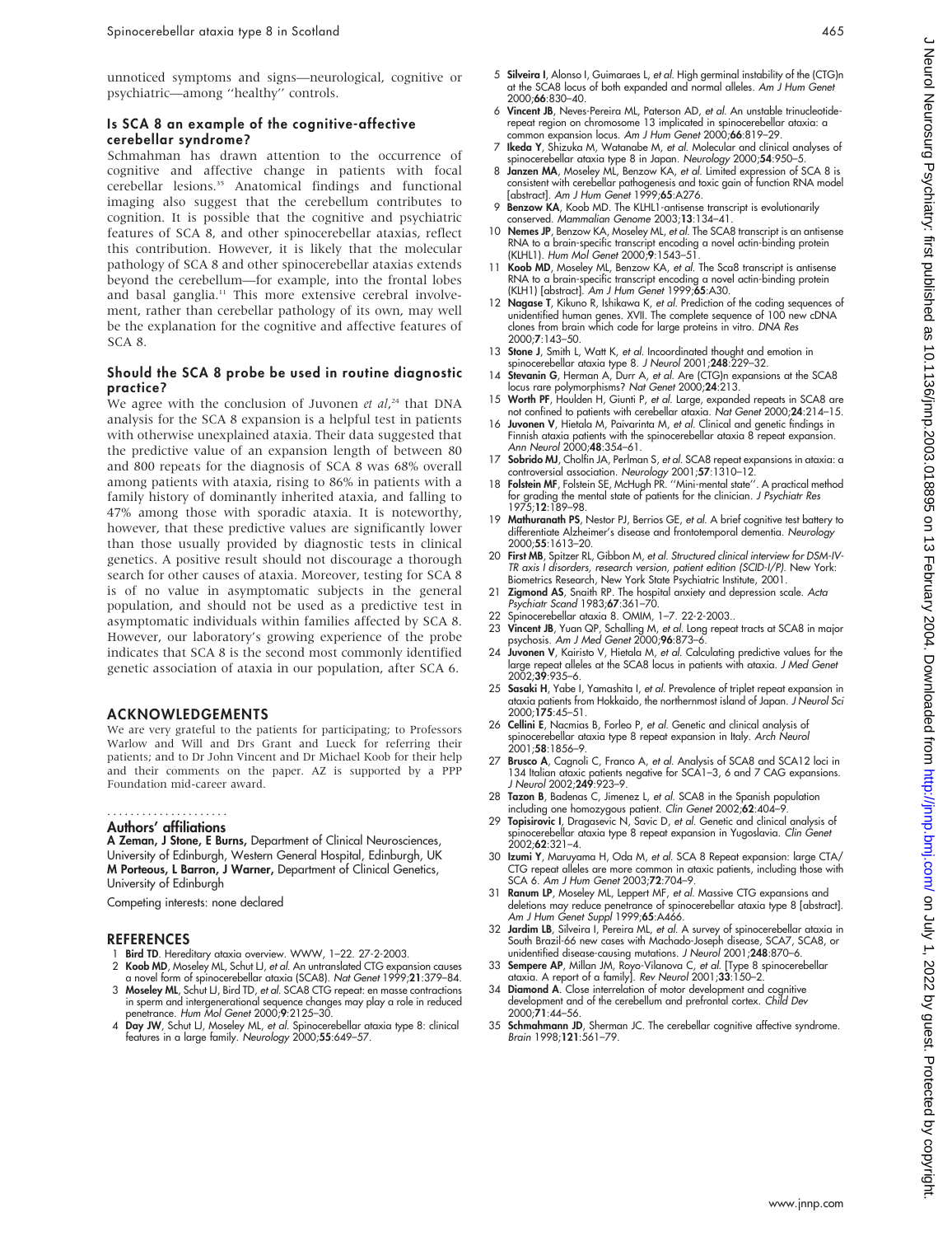unnoticed symptoms and signs—neurological, cognitive or psychiatric—among "healthy" controls.

### Is SCA 8 an example of the cognitive-affective cerebellar syndrome?

Schmahman has drawn attention to the occurrence of cognitive and affective change in patients with focal cerebellar lesions.[35] Anatomical findings and functional imaging also suggest that the cerebellum contributes to cognition. It is possible that the cognitive and psychiatric features of SCA 8, and other spinocerebellar ataxias, reflect this contribution. However, it is likely that the molecular pathology of SCA 8 and other spinocerebellar ataxias extends beyond the cerebellum—for example, into the frontal lobes and basal ganglia.[11] This more extensive cerebral involvement, rather than cerebellar pathology of its own, may well be the explanation for the cognitive and affective features of SCA 8.

### Should the SCA 8 probe be used in routine diagnostic practice?

We agree with the conclusion of Juvonen *et al*,[24] that DNA analysis for the SCA 8 expansion is a helpful test in patients with otherwise unexplained ataxia. Their data suggested that the predictive value of an expansion length of between 80 and 800 repeats for the diagnosis of SCA 8 was 68% overall among patients with ataxia, rising to 86% in patients with a family history of dominantly inherited ataxia, and falling to 47% among those with sporadic ataxia. It is noteworthy, however, that these predictive values are significantly lower than those usually provided by diagnostic tests in clinical genetics. A positive result should not discourage a thorough search for other causes of ataxia. Moreover, testing for SCA 8 is of no value in asymptomatic subjects in the general population, and should not be used as a predictive test in asymptomatic individuals within families affected by SCA 8. However, our laboratory's growing experience of the probe indicates that SCA 8 is the second most commonly identified genetic association of ataxia in our population, after SCA 6.

## ACKNOWLEDGEMENTS

We are very grateful to the patients for participating; to Professors Warlow and Will and Drs Grant and Lueck for referring their patients; and to Dr John Vincent and Dr Michael Koob for their help and their comments on the paper. AZ is supported by a PPP Foundation mid-career award.

### Authors' affiliations

**A Zeman, J Stone, E Burns,** Department of Clinical Neurosciences, University of Edinburgh, Western General Hospital, Edinburgh, UK
**M Porteous, L Barron, J Warner,** Department of Clinical Genetics, University of Edinburgh

Competing interests: none declared

## REFERENCES

1. **Bird TD**. Hereditary ataxia overview. WWW, 1–22. 27-2-2003.
2. **Koob MD**, Moseley ML, Schut LJ, *et al.* An untranslated CTG expansion causes a novel form of spinocerebellar ataxia (SCA8). *Nat Genet* 1999;**21**:379–84.
3. **Moseley ML**, Schut LJ, Bird TD, *et al.* SCA8 CTG repeat: en masse contractions in sperm and intergenerational sequence changes may play a role in reduced penetrance. *Hum Mol Genet* 2000;**9**:2125–30.
4. **Day JW**, Schut LJ, Moseley ML, *et al.* Spinocerebellar ataxia type 8: clinical features in a large family. *Neurology* 2000;**55**:649–57.
5. **Silveira I**, Alonso I, Guimaraes L, *et al.* High germinal instability of the (CTG)n at the SCA8 locus of both expanded and normal alleles. *Am J Hum Genet* 2000;**66**:830–40.
6. **Vincent JB**, Neves-Pereira ML, Paterson AD, *et al.* An unstable trinucleotide-repeat region on chromosome 13 implicated in spinocerebellar ataxia: a common expansion locus. *Am J Hum Genet* 2000;**66**:819–29.
7. **Ikeda Y**, Shizuka M, Watanabe M, *et al.* Molecular and clinical analyses of spinocerebellar ataxia type 8 in Japan. *Neurology* 2000;**54**:950–5.
8. **Janzen MA**, Moseley ML, Benzow KA, *et al.* Limited expression of SCA 8 is consistent with cerebellar pathogenesis and toxic gain of function RNA model [abstract]. *Am J Hum Genet* 1999;**65**:A276.
9. **Benzow KA**, Koob MD. The KLHL1-antisense transcript is evolutionarily conserved. *Mammalian Genome* 2003;**13**:134–41.
10. **Nemes JP**, Benzow KA, Moseley ML, *et al.* The SCA8 transcript is an antisense RNA to a brain-specific transcript encoding a novel actin-binding protein (KLHL1). *Hum Mol Genet* 2000;**9**:1543–51.
11. **Koob MD**, Moseley ML, Benzow KA, *et al.* The Sca8 transcript is antisense RNA to a brain-specific transcript encoding a novel actin-binding protein (KLH1) [abstract]. *Am J Hum Genet* 1999;**65**:A30.
12. **Nagase T**, Kikuno R, Ishikawa K, *et al.* Prediction of the coding sequences of unidentified human genes. XVII. The complete sequence of 100 new cDNA clones from brain which code for large proteins in vitro. *DNA Res* 2000;**7**:143–50.
13. **Stone J**, Smith L, Watt K, *et al.* Incoordinated thought and emotion in spinocerebellar ataxia type 8. *J Neurol* 2001;**248**:229–32.
14. **Stevanin G**, Herman A, Durr A, *et al.* Are (CTG)n expansions at the SCA8 locus rare polymorphisms? *Nat Genet* 2000;**24**:213.
15. **Worth PF**, Houlden H, Giunti P, *et al.* Large, expanded repeats in SCA8 are not confined to patients with cerebellar ataxia. *Nat Genet* 2000;**24**:214–15.
16. **Juvonen V**, Hietala M, Paivarinta M, *et al.* Clinical and genetic findings in Finnish ataxia patients with the spinocerebellar ataxia 8 repeat expansion. *Ann Neurol* 2000;**48**:354–61.
17. **Sobrido MJ**, Cholfin JA, Perlman S, *et al.* SCA8 repeat expansions in ataxia: a controversial association. *Neurology* 2001;**57**:1310–12.
18. **Folstein MF**, Folstein SE, McHugh PR. "Mini-mental state". A practical method for grading the mental state of patients for the clinician. *J Psychiatr Res* 1975;**12**:189–98.
19. **Mathuranath PS**, Nestor PJ, Berrios GE, *et al.* A brief cognitive test battery to differentiate Alzheimer's disease and frontotemporal dementia. *Neurology* 2000;**55**:1613–20.
20. **First MB**, Spitzer RL, Gibbon M, *et al. Structured clinical interview for DSM-IV-TR axis I disorders, research version, patient edition (SCID-I/P).* New York: Biometrics Research, New York State Psychiatric Institute, 2001.
21. **Zigmond AS**, Snaith RP. The hospital anxiety and depression scale. *Acta Psychiatr Scand* 1983;**67**:361–70.
22. Spinocerebellar ataxia 8. OMIM, 1–7. 22-2-2003..
23. **Vincent JB**, Yuan QP, Schalling M, *et al.* Long repeat tracts at SCA8 in major psychosis. *Am J Med Genet* 2000;**96**:873–6.
24. **Juvonen V**, Kairisto V, Hietala M, *et al.* Calculating predictive values for the large repeat alleles at the SCA8 locus in patients with ataxia. *J Med Genet* 2002;**39**:935–6.
25. **Sasaki H**, Yabe I, Yamashita I, *et al.* Prevalence of triplet repeat expansion in ataxia patients from Hokkaido, the northernmost island of Japan. *J Neurol Sci* 2000;**175**:45–51.
26. **Cellini E**, Nacmias B, Forleo P, *et al.* Genetic and clinical analysis of spinocerebellar ataxia type 8 repeat expansion in Italy. *Arch Neurol* 2001;**58**:1856–9.
27. **Brusco A**, Cagnoli C, Franco A, *et al.* Analysis of SCA8 and SCA12 loci in 134 Italian ataxic patients negative for SCA1–3, 6 and 7 CAG expansions. *J Neurol* 2002;**249**:923–9.
28. **Tazon B**, Badenas C, Jimenez L, *et al.* SCA8 in the Spanish population including one homozygous patient. *Clin Genet* 2002;**62**:404–9.
29. **Topisirovic I**, Dragasevic N, Savic D, *et al.* Genetic and clinical analysis of spinocerebellar ataxia type 8 repeat expansion in Yugoslavia. *Clin Genet* 2002;**62**:321–4.
30. **Izumi Y**, Maruyama H, Oda M, *et al.* SCA 8 Repeat expansion: large CTA/CTG repeat alleles are more common in ataxic patients, including those with SCA 6. *Am J Hum Genet* 2003;**72**:704–9.
31. **Ranum LP**, Moseley ML, Leppert MF, *et al.* Massive CTG expansions and deletions may reduce penetrance of spinocerebellar ataxia type 8 [abstract]. *Am J Hum Genet Suppl* 1999;**65**:A466.
32. **Jardim LB**, Silveira I, Pereira ML, *et al.* A survey of spinocerebellar ataxia in South Brazil-66 new cases with Machado-Joseph disease, SCA7, SCA8, or unidentified disease-causing mutations. *J Neurol* 2001;**248**:870–6.
33. **Sempere AP**, Millan JM, Royo-Vilanova C, *et al.* [Type 8 spinocerebellar ataxia. A report of a family]. *Rev Neurol* 2001;**33**:150–2.
34. **Diamond A**. Close interrelation of motor development and cognitive development and of the cerebellum and prefrontal cortex. *Child Dev* 2000;**71**:44–56.
35. **Schmahmann JD**, Sherman JC. The cerebellar cognitive affective syndrome. *Brain* 1998;**121**:561–79.